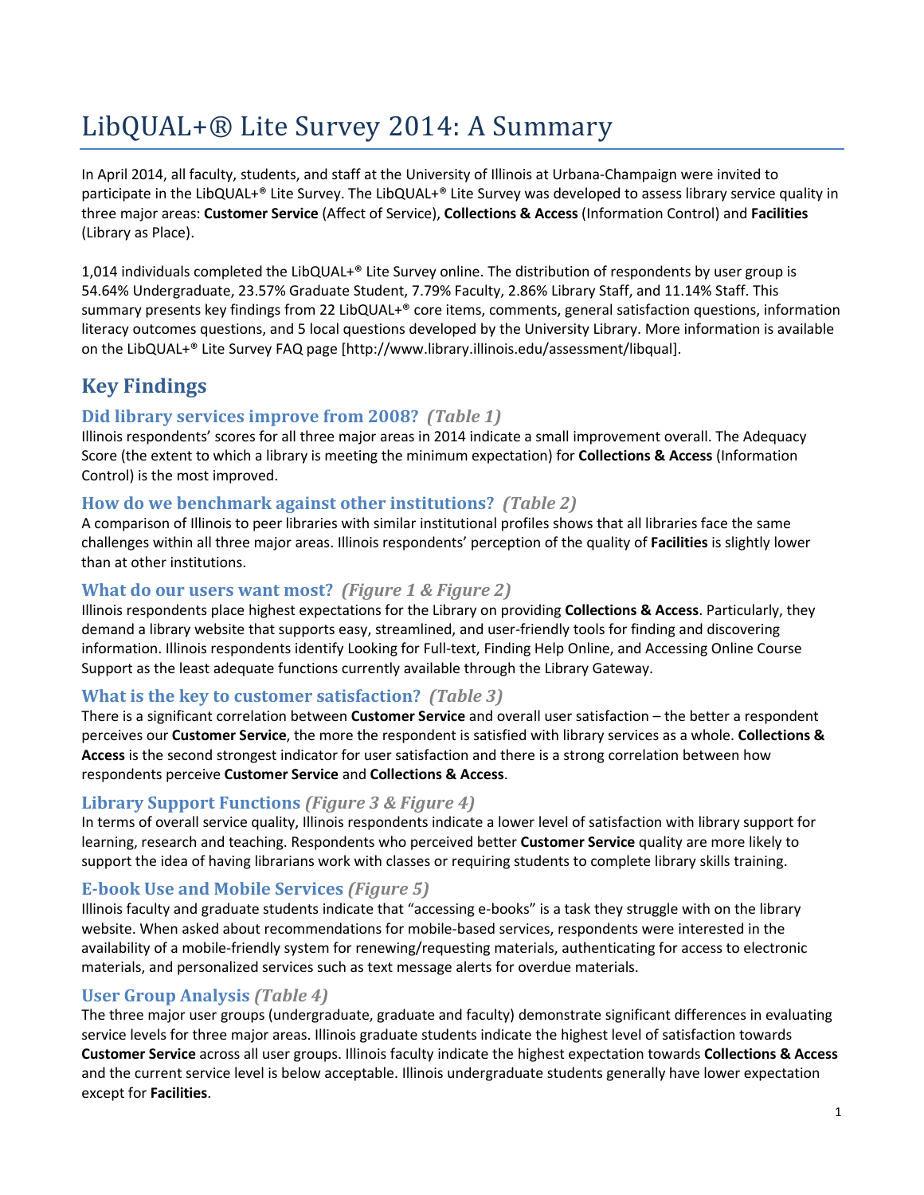# LibQUAL+® Lite Survey 2014: A Summary

In April 2014, all faculty, students, and staff at the University of Illinois at Urbana-Champaign were invited to participate in the LibQUAL+® Lite Survey. The LibQUAL+® Lite Survey was developed to assess library service quality in three major areas: **Customer Service** (Affect of Service), **Collections & Access** (Information Control) and **Facilities** (Library as Place).

1,014 individuals completed the LibQUAL+® Lite Survey online. The distribution of respondents by user group is 54.64% Undergraduate, 23.57% Graduate Student, 7.79% Faculty, 2.86% Library Staff, and 11.14% Staff. This summary presents key findings from 22 LibQUAL+® core items, comments, general satisfaction questions, information literacy outcomes questions, and 5 local questions developed by the University Library. More information is available on the LibQUAL+® Lite Survey FAQ page [http://www.library.illinois.edu/assessment/libqual].

## Key Findings

### Did library services improve from 2008? *(Table 1)*

Illinois respondents' scores for all three major areas in 2014 indicate a small improvement overall. The Adequacy Score (the extent to which a library is meeting the minimum expectation) for **Collections & Access** (Information Control) is the most improved.

### How do we benchmark against other institutions? *(Table 2)*

A comparison of Illinois to peer libraries with similar institutional profiles shows that all libraries face the same challenges within all three major areas. Illinois respondents' perception of the quality of **Facilities** is slightly lower than at other institutions.

### What do our users want most? *(Figure 1 & Figure 2)*

Illinois respondents place highest expectations for the Library on providing **Collections & Access**. Particularly, they demand a library website that supports easy, streamlined, and user-friendly tools for finding and discovering information. Illinois respondents identify Looking for Full-text, Finding Help Online, and Accessing Online Course Support as the least adequate functions currently available through the Library Gateway.

### What is the key to customer satisfaction? *(Table 3)*

There is a significant correlation between **Customer Service** and overall user satisfaction – the better a respondent perceives our **Customer Service**, the more the respondent is satisfied with library services as a whole. **Collections & Access** is the second strongest indicator for user satisfaction and there is a strong correlation between how respondents perceive **Customer Service** and **Collections & Access**.

### Library Support Functions *(Figure 3 & Figure 4)*

In terms of overall service quality, Illinois respondents indicate a lower level of satisfaction with library support for learning, research and teaching. Respondents who perceived better **Customer Service** quality are more likely to support the idea of having librarians work with classes or requiring students to complete library skills training.

### E-book Use and Mobile Services *(Figure 5)*

Illinois faculty and graduate students indicate that "accessing e-books" is a task they struggle with on the library website. When asked about recommendations for mobile-based services, respondents were interested in the availability of a mobile-friendly system for renewing/requesting materials, authenticating for access to electronic materials, and personalized services such as text message alerts for overdue materials.

### User Group Analysis *(Table 4)*

The three major user groups (undergraduate, graduate and faculty) demonstrate significant differences in evaluating service levels for three major areas. Illinois graduate students indicate the highest level of satisfaction towards **Customer Service** across all user groups. Illinois faculty indicate the highest expectation towards **Collections & Access** and the current service level is below acceptable. Illinois undergraduate students generally have lower expectation except for **Facilities**.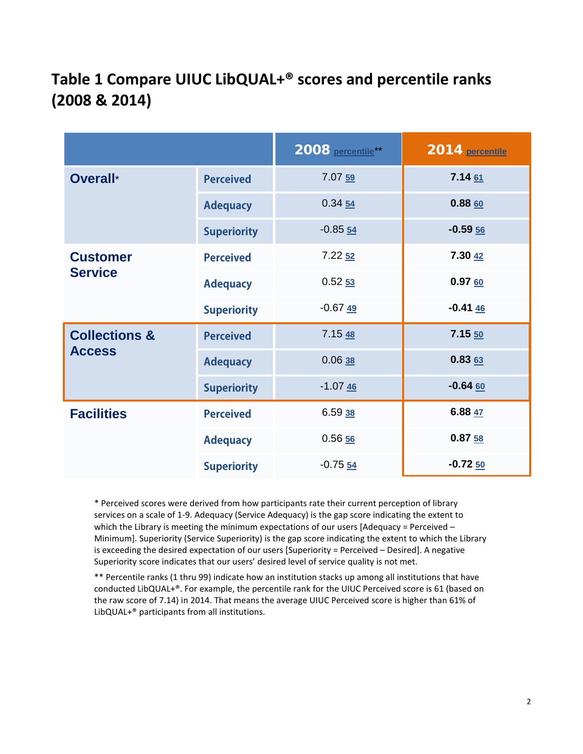# Table 1 Compare UIUC LibQUAL+® scores and percentile ranks (2008 & 2014)

| | | 2008 percentile** | 2014 percentile |
|---|---|---|---|
| Overall* | Perceived | 7.07 59 | **7.14** 61 |
| | Adequacy | 0.34 54 | **0.88** 60 |
| | Superiority | -0.85 54 | **-0.59** 56 |
| Customer Service | Perceived | 7.22 52 | **7.30** 42 |
| | Adequacy | 0.52 53 | **0.97** 60 |
| | Superiority | -0.67 49 | **-0.41** 46 |
| Collections & Access | Perceived | 7.15 48 | **7.15** 50 |
| | Adequacy | 0.06 38 | **0.83** 63 |
| | Superiority | -1.07 46 | **-0.64** 60 |
| Facilities | Perceived | 6.59 38 | **6.88** 47 |
| | Adequacy | 0.56 56 | **0.87** 58 |
| | Superiority | -0.75 54 | **-0.72** 50 |

\* Perceived scores were derived from how participants rate their current perception of library services on a scale of 1-9. Adequacy (Service Adequacy) is the gap score indicating the extent to which the Library is meeting the minimum expectations of our users [Adequacy = Perceived – Minimum]. Superiority (Service Superiority) is the gap score indicating the extent to which the Library is exceeding the desired expectation of our users [Superiority = Perceived – Desired]. A negative Superiority score indicates that our users' desired level of service quality is not met.

** Percentile ranks (1 thru 99) indicate how an institution stacks up among all institutions that have conducted LibQUAL+®. For example, the percentile rank for the UIUC Perceived score is 61 (based on the raw score of 7.14) in 2014. That means the average UIUC Perceived score is higher than 61% of LibQUAL+® participants from all institutions.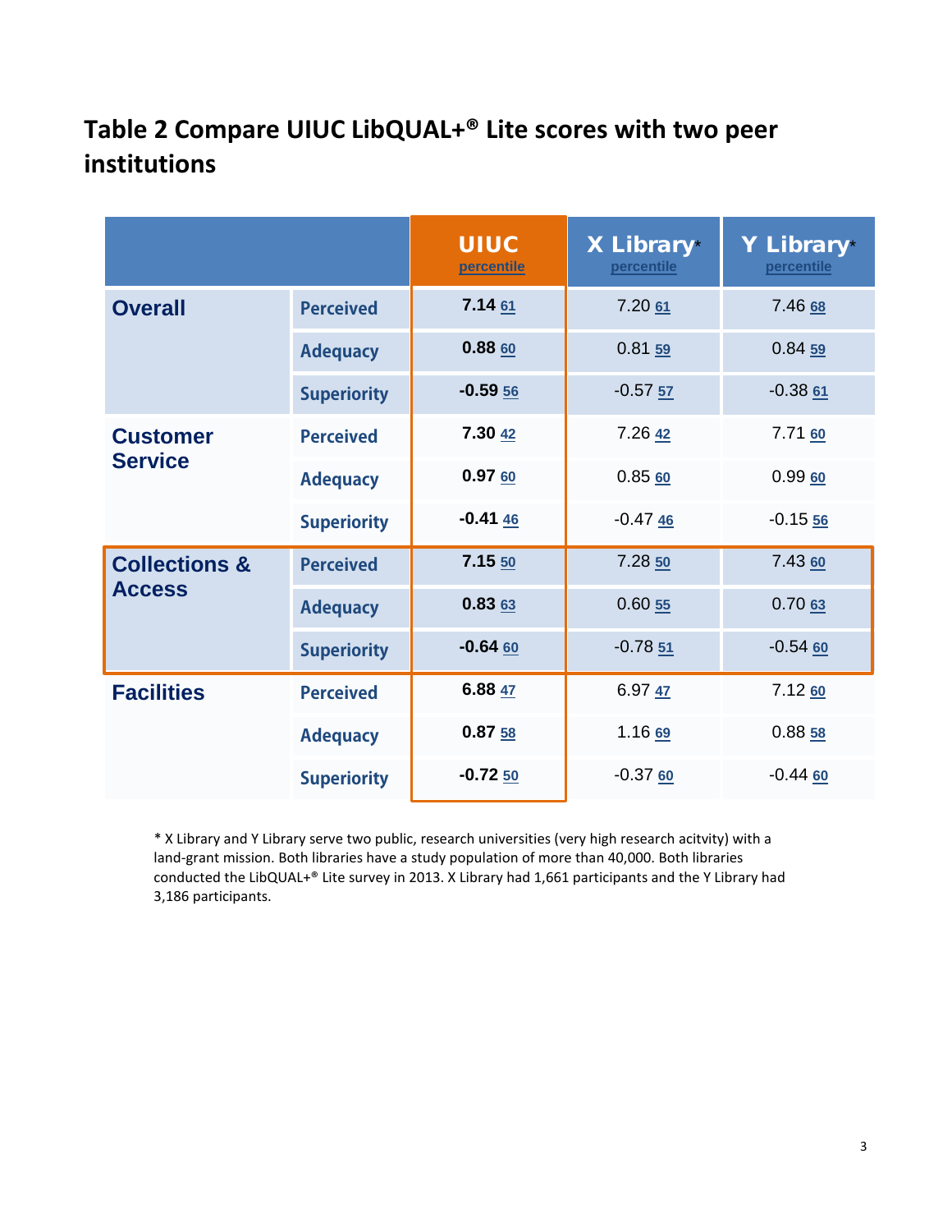# Table 2 Compare UIUC LibQUAL+® Lite scores with two peer institutions

| | | UIUC percentile | X Library* percentile | Y Library* percentile |
|---|---|---|---|---|
| **Overall** | Perceived | **7.14** 61 | 7.20 61 | 7.46 68 |
| | Adequacy | **0.88** 60 | 0.81 59 | 0.84 59 |
| | Superiority | **-0.59** 56 | -0.57 57 | -0.38 61 |
| **Customer Service** | Perceived | **7.30** 42 | 7.26 42 | 7.71 60 |
| | Adequacy | **0.97** 60 | 0.85 60 | 0.99 60 |
| | Superiority | **-0.41** 46 | -0.47 46 | -0.15 56 |
| **Collections & Access** | Perceived | **7.15** 50 | 7.28 50 | 7.43 60 |
| | Adequacy | **0.83** 63 | 0.60 55 | 0.70 63 |
| | Superiority | **-0.64** 60 | -0.78 51 | -0.54 60 |
| **Facilities** | Perceived | **6.88** 47 | 6.97 47 | 7.12 60 |
| | Adequacy | **0.87** 58 | 1.16 69 | 0.88 58 |
| | Superiority | **-0.72** 50 | -0.37 60 | -0.44 60 |

* X Library and Y Library serve two public, research universities (very high research acitvty) with a land-grant mission. Both libraries have a study population of more than 40,000. Both libraries conducted the LibQUAL+® Lite survey in 2013. X Library had 1,661 participants and the Y Library had 3,186 participants.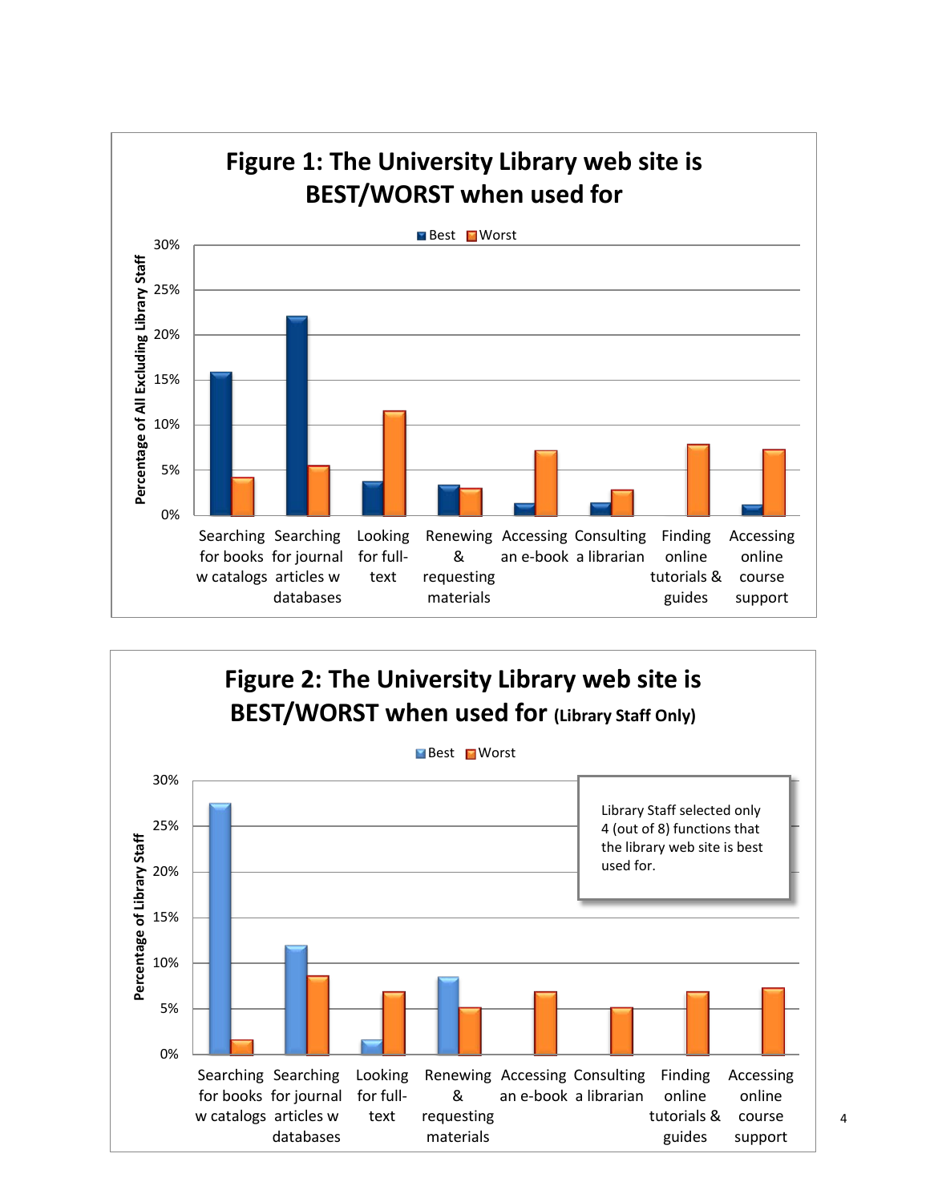## Figure 1: The University Library web site is BEST/WORST when used for

Best / Worst

Percentage of All Excluding Library Staff

30%
25%
20%
15%
10%
5%
0%

Searching for books w catalogs | Searching for journal articles w databases | Looking for full-text | Renewing & requesting materials | Accessing an e-book | Consulting a librarian | Finding online tutorials & guides | Accessing online course support

## Figure 2: The University Library web site is BEST/WORST when used for (Library Staff Only)

Best / Worst

Percentage of Library Staff

30%
25%
20%
15%
10%
5%
0%

Library Staff selected only 4 (out of 8) functions that the library web site is best used for.

Searching for books w catalogs | Searching for journal articles w databases | Looking for full-text | Renewing & requesting materials | Accessing an e-book | Consulting a librarian | Finding online tutorials & guides | Accessing online course support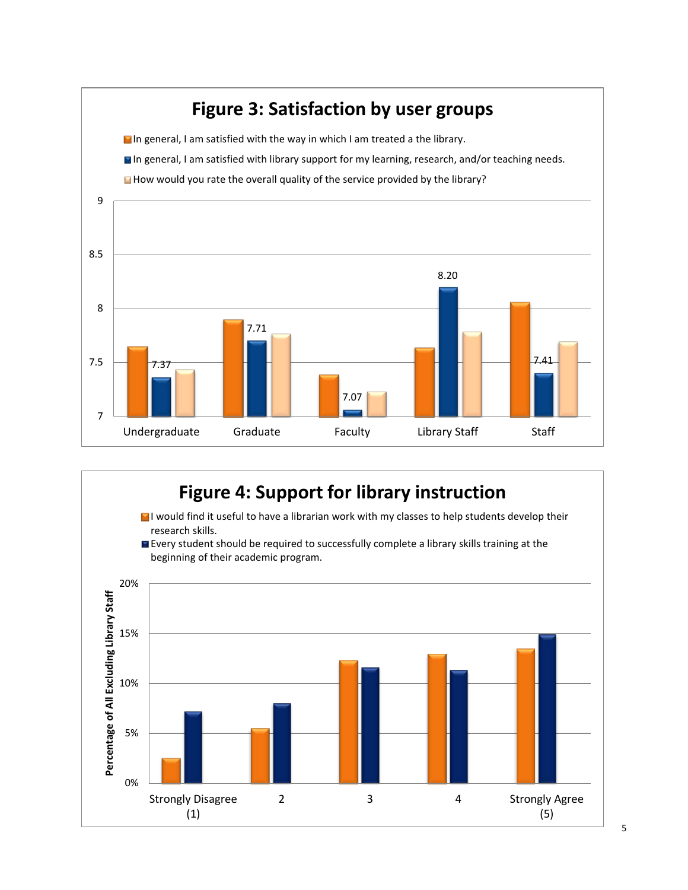## Figure 3: Satisfaction by user groups

- In general, I am satisfied with the way in which I am treated a the library.
- In general, I am satisfied with library support for my learning, research, and/or teaching needs.
- How would you rate the overall quality of the service provided by the library?

| | Undergraduate | Graduate | Faculty | Library Staff | Staff |
|---|---|---|---|---|---|
| Support for learning, research, and/or teaching needs | 7.37 | 7.71 | 7.07 | 8.20 | 7.41 |

## Figure 4: Support for library instruction

- I would find it useful to have a librarian work with my classes to help students develop their research skills.
- Every student should be required to successfully complete a library skills training at the beginning of their academic program.

Percentage of All Excluding Library Staff

Strongly Disagree (1) | 2 | 3 | 4 | Strongly Agree (5)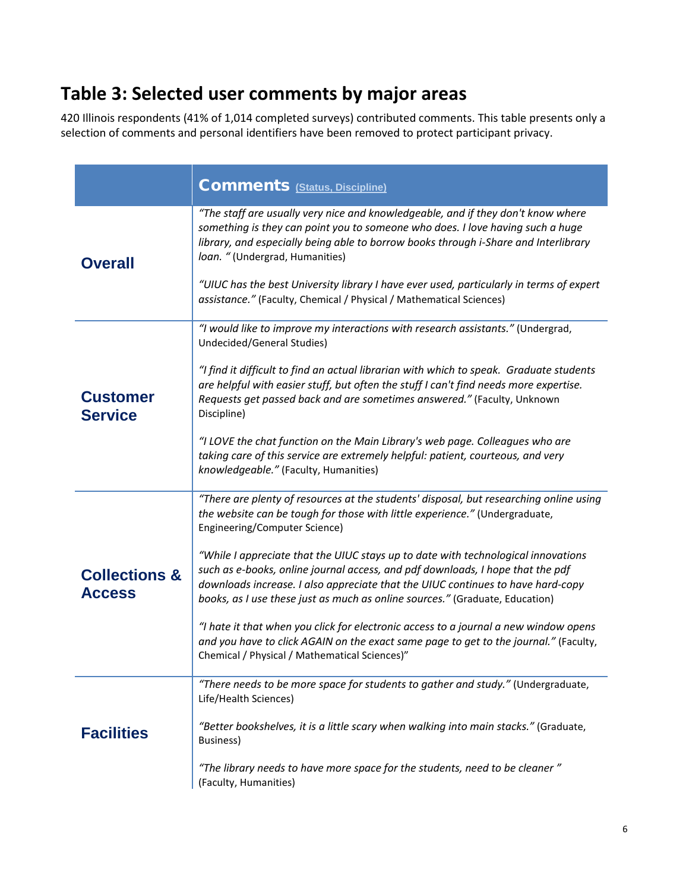## Table 3: Selected user comments by major areas

420 Illinois respondents (41% of 1,014 completed surveys) contributed comments. This table presents only a selection of comments and personal identifiers have been removed to protect participant privacy.

| | **Comments** (Status, Discipline) |
|---|---|
| **Overall** | *"The staff are usually very nice and knowledgeable, and if they don't know where something is they can point you to someone who does. I love having such a huge library, and especially being able to borrow books through i-Share and Interlibrary loan. "* (Undergrad, Humanities)<br><br>*"UIUC has the best University library I have ever used, particularly in terms of expert assistance."* (Faculty, Chemical / Physical / Mathematical Sciences) |
| **Customer Service** | *"I would like to improve my interactions with research assistants."* (Undergrad, Undecided/General Studies)<br><br>*"I find it difficult to find an actual librarian with which to speak. Graduate students are helpful with easier stuff, but often the stuff I can't find needs more expertise. Requests get passed back and are sometimes answered."* (Faculty, Unknown Discipline)<br><br>*"I LOVE the chat function on the Main Library's web page. Colleagues who are taking care of this service are extremely helpful: patient, courteous, and very knowledgeable."* (Faculty, Humanities) |
| **Collections & Access** | *"There are plenty of resources at the students' disposal, but researching online using the website can be tough for those with little experience."* (Undergraduate, Engineering/Computer Science)<br><br>*"While I appreciate that the UIUC stays up to date with technological innovations such as e-books, online journal access, and pdf downloads, I hope that the pdf downloads increase. I also appreciate that the UIUC continues to have hard-copy books, as I use these just as much as online sources."* (Graduate, Education)<br><br>*"I hate it that when you click for electronic access to a journal a new window opens and you have to click AGAIN on the exact same page to get to the journal."* (Faculty, Chemical / Physical / Mathematical Sciences)" |
| **Facilities** | *"There needs to be more space for students to gather and study."* (Undergraduate, Life/Health Sciences)<br><br>*"Better bookshelves, it is a little scary when walking into main stacks."* (Graduate, Business)<br><br>*"The library needs to have more space for the students, need to be cleaner "* (Faculty, Humanities) |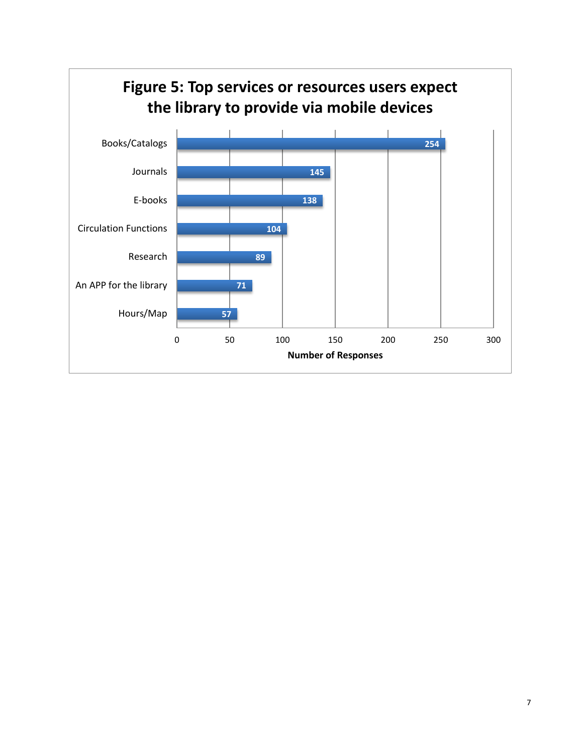**Figure 5: Top services or resources users expect the library to provide via mobile devices**

| Service/Resource | Number of Responses |
| --- | --- |
| Books/Catalogs | 254 |
| Journals | 145 |
| E-books | 138 |
| Circulation Functions | 104 |
| Research | 89 |
| An APP for the library | 71 |
| Hours/Map | 57 |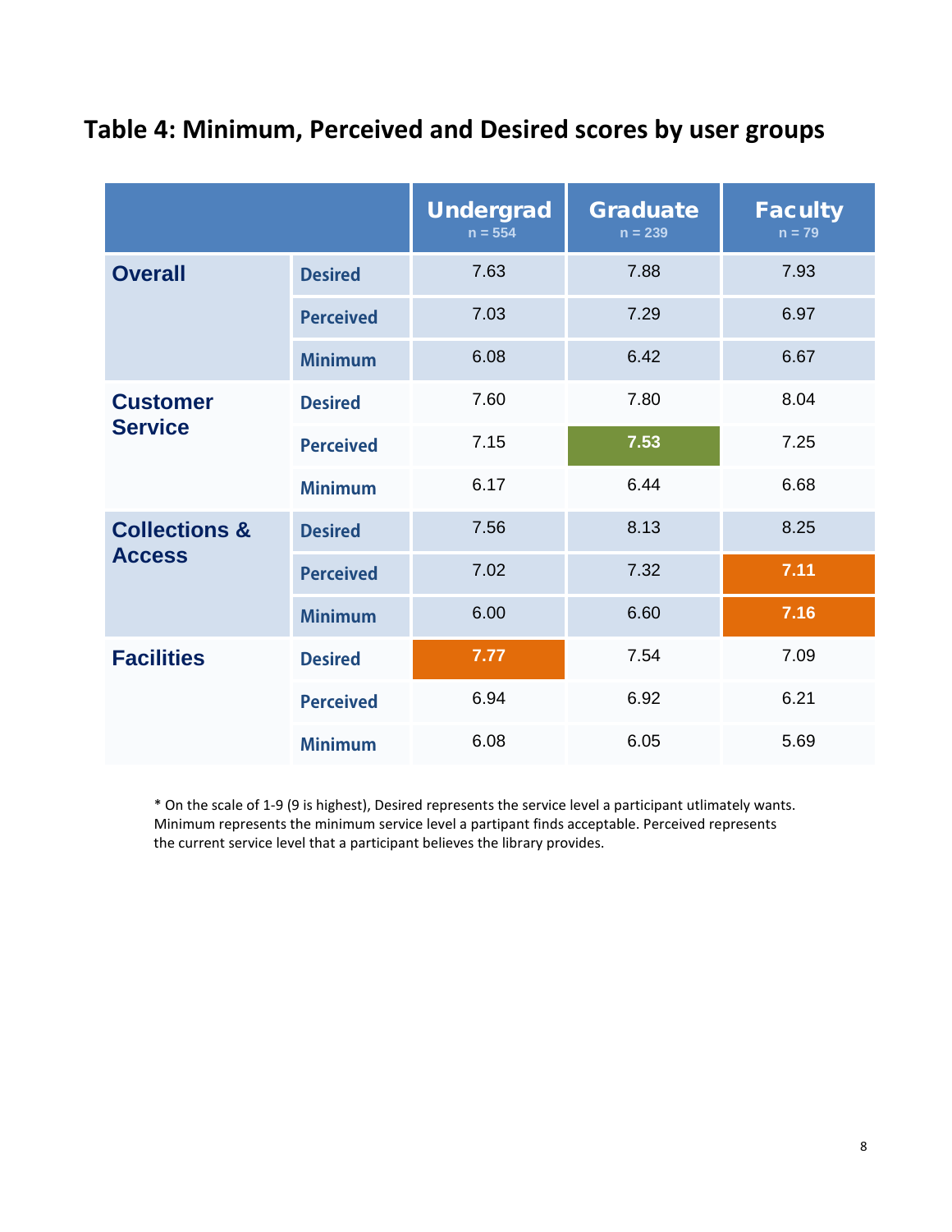## Table 4: Minimum, Perceived and Desired scores by user groups

| | | Undergrad n = 554 | Graduate n = 239 | Faculty n = 79 |
|---|---|---|---|---|
| **Overall** | Desired | 7.63 | 7.88 | 7.93 |
| | Perceived | 7.03 | 7.29 | 6.97 |
| | Minimum | 6.08 | 6.42 | 6.67 |
| **Customer Service** | Desired | 7.60 | 7.80 | 8.04 |
| | Perceived | 7.15 | 7.53 | 7.25 |
| | Minimum | 6.17 | 6.44 | 6.68 |
| **Collections & Access** | Desired | 7.56 | 8.13 | 8.25 |
| | Perceived | 7.02 | 7.32 | 7.11 |
| | Minimum | 6.00 | 6.60 | 7.16 |
| **Facilities** | Desired | 7.77 | 7.54 | 7.09 |
| | Perceived | 6.94 | 6.92 | 6.21 |
| | Minimum | 6.08 | 6.05 | 5.69 |

* On the scale of 1-9 (9 is highest), Desired represents the service level a participant utlimately wants. Minimum represents the minimum service level a partipant finds acceptable. Perceived represents the current service level that a participant believes the library provides.